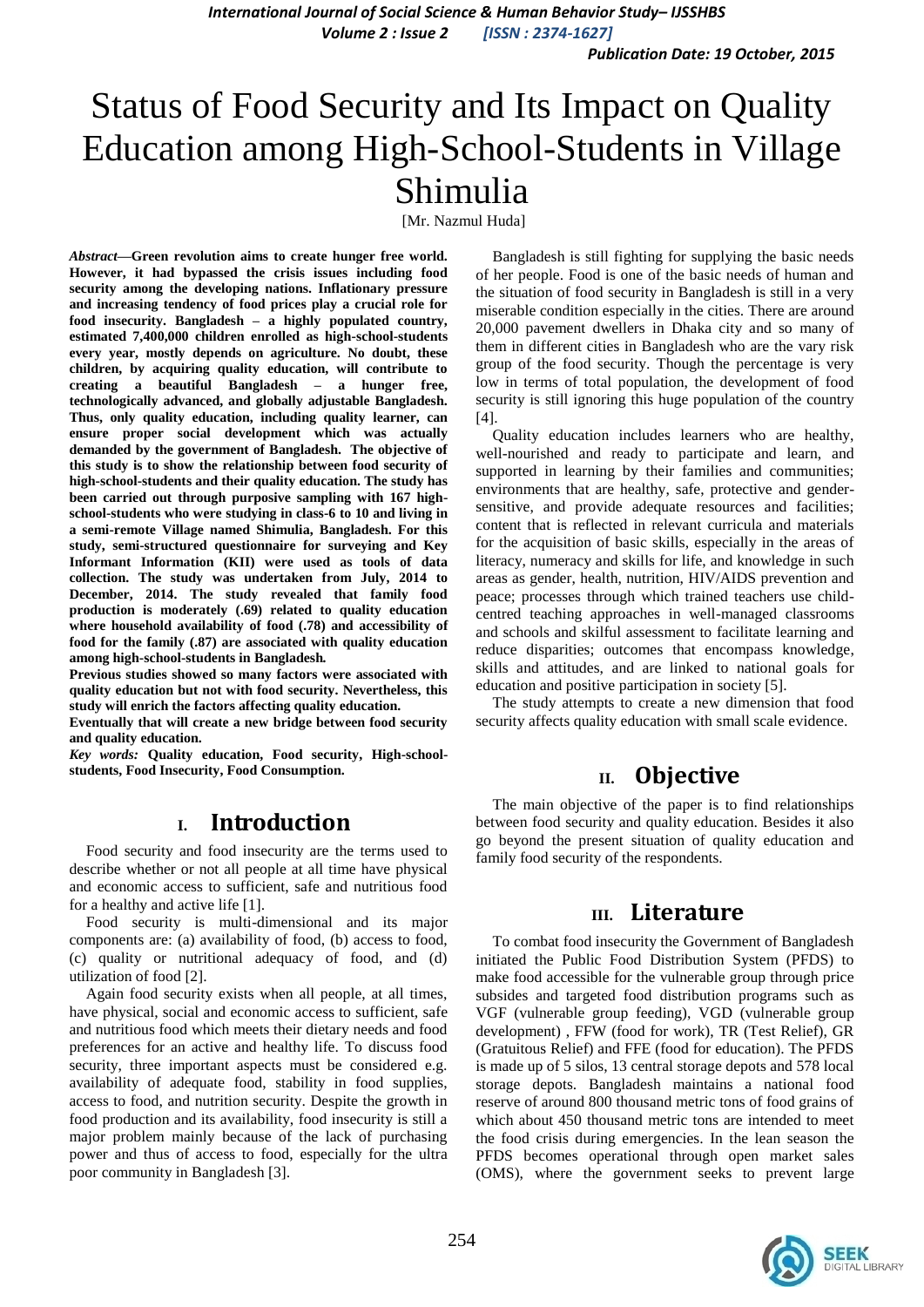# Status of Food Security and Its Impact on Quality Education among High-School-Students in Village Shimulia

[Mr. Nazmul Huda]

***Abstract*—Green revolution aims to create hunger free world. However, it had bypassed the crisis issues including food security among the developing nations. Inflationary pressure and increasing tendency of food prices play a crucial role for food insecurity. Bangladesh – a highly populated country, estimated 7,400,000 children enrolled as high-school-students every year, mostly depends on agriculture. No doubt, these children, by acquiring quality education, will contribute to creating a beautiful Bangladesh – a hunger free, technologically advanced, and globally adjustable Bangladesh. Thus, only quality education, including quality learner, can ensure proper social development which was actually demanded by the government of Bangladesh. The objective of this study is to show the relationship between food security of high-school-students and their quality education. The study has been carried out through purposive sampling with 167 high-school-students who were studying in class-6 to 10 and living in a semi-remote Village named Shimulia, Bangladesh. For this study, semi-structured questionnaire for surveying and Key Informant Information (KII) were used as tools of data collection. The study was undertaken from July, 2014 to December, 2014. The study revealed that family food production is moderately (.69) related to quality education where household availability of food (.78) and accessibility of food for the family (.87) are associated with quality education among high-school-students in Bangladesh.**

**Previous studies showed so many factors were associated with quality education but not with food security. Nevertheless, this study will enrich the factors affecting quality education.**

**Eventually that will create a new bridge between food security and quality education.**

***Key words:* Quality education, Food security, High-school-students, Food Insecurity, Food Consumption.**

## I. Introduction

Food security and food insecurity are the terms used to describe whether or not all people at all time have physical and economic access to sufficient, safe and nutritious food for a healthy and active life [1].

Food security is multi-dimensional and its major components are: (a) availability of food, (b) access to food, (c) quality or nutritional adequacy of food, and (d) utilization of food [2].

Again food security exists when all people, at all times, have physical, social and economic access to sufficient, safe and nutritious food which meets their dietary needs and food preferences for an active and healthy life. To discuss food security, three important aspects must be considered e.g. availability of adequate food, stability in food supplies, access to food, and nutrition security. Despite the growth in food production and its availability, food insecurity is still a major problem mainly because of the lack of purchasing power and thus of access to food, especially for the ultra poor community in Bangladesh [3].

Bangladesh is still fighting for supplying the basic needs of her people. Food is one of the basic needs of human and the situation of food security in Bangladesh is still in a very miserable condition especially in the cities. There are around 20,000 pavement dwellers in Dhaka city and so many of them in different cities in Bangladesh who are the vary risk group of the food security. Though the percentage is very low in terms of total population, the development of food security is still ignoring this huge population of the country [4].

Quality education includes learners who are healthy, well-nourished and ready to participate and learn, and supported in learning by their families and communities; environments that are healthy, safe, protective and gender-sensitive, and provide adequate resources and facilities; content that is reflected in relevant curricula and materials for the acquisition of basic skills, especially in the areas of literacy, numeracy and skills for life, and knowledge in such areas as gender, health, nutrition, HIV/AIDS prevention and peace; processes through which trained teachers use child-centred teaching approaches in well-managed classrooms and schools and skilful assessment to facilitate learning and reduce disparities; outcomes that encompass knowledge, skills and attitudes, and are linked to national goals for education and positive participation in society [5].

The study attempts to create a new dimension that food security affects quality education with small scale evidence.

## II. Objective

The main objective of the paper is to find relationships between food security and quality education. Besides it also go beyond the present situation of quality education and family food security of the respondents.

## III. Literature

To combat food insecurity the Government of Bangladesh initiated the Public Food Distribution System (PFDS) to make food accessible for the vulnerable group through price subsides and targeted food distribution programs such as VGF (vulnerable group feeding), VGD (vulnerable group development) , FFW (food for work), TR (Test Relief), GR (Gratuitous Relief) and FFE (food for education). The PFDS is made up of 5 silos, 13 central storage depots and 578 local storage depots. Bangladesh maintains a national food reserve of around 800 thousand metric tons of food grains of which about 450 thousand metric tons are intended to meet the food crisis during emergencies. In the lean season the PFDS becomes operational through open market sales (OMS), where the government seeks to prevent large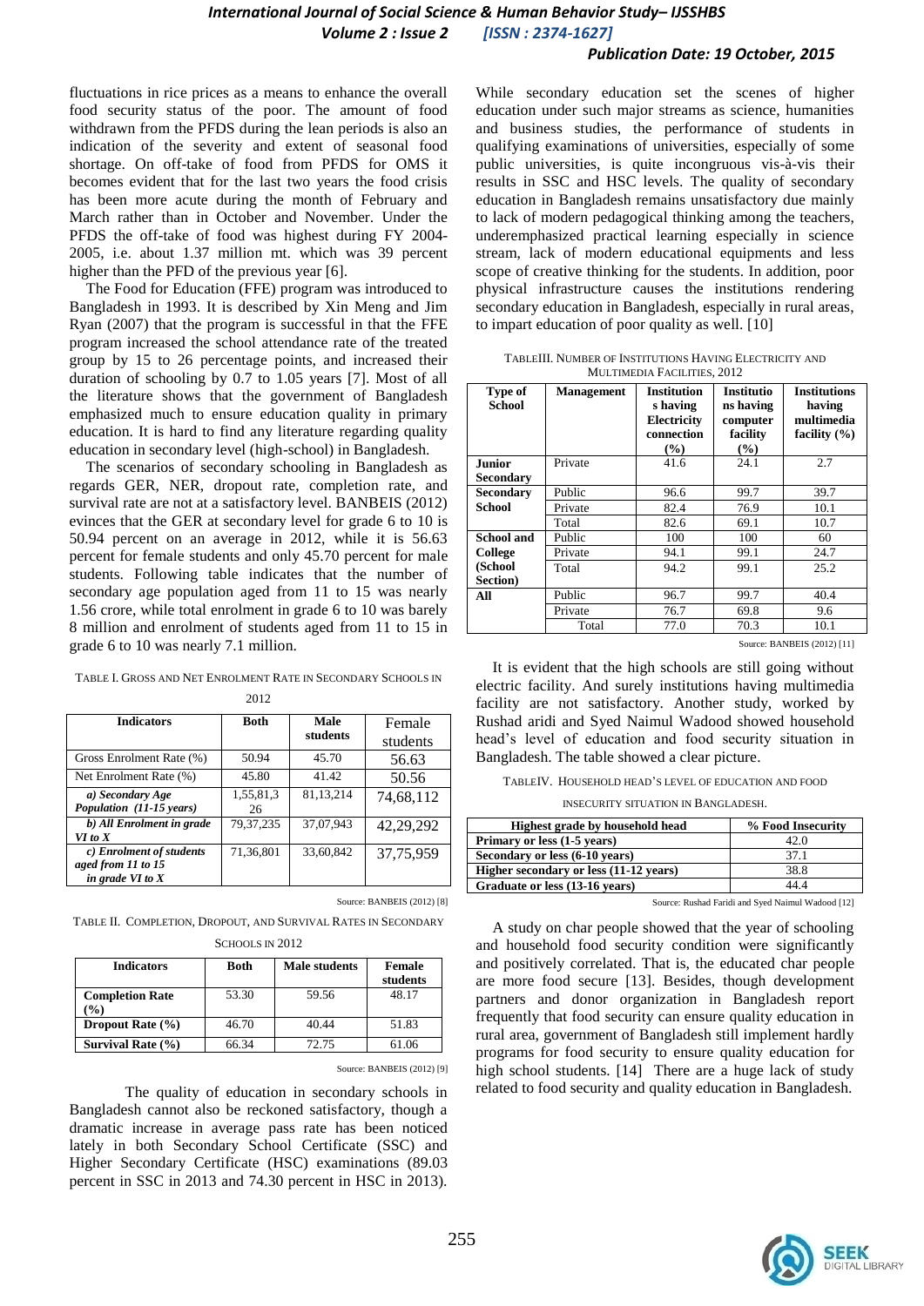fluctuations in rice prices as a means to enhance the overall food security status of the poor. The amount of food withdrawn from the PFDS during the lean periods is also an indication of the severity and extent of seasonal food shortage. On off-take of food from PFDS for OMS it becomes evident that for the last two years the food crisis has been more acute during the month of February and March rather than in October and November. Under the PFDS the off-take of food was highest during FY 2004-2005, i.e. about 1.37 million mt. which was 39 percent higher than the PFD of the previous year [6].

The Food for Education (FFE) program was introduced to Bangladesh in 1993. It is described by Xin Meng and Jim Ryan (2007) that the program is successful in that the FFE program increased the school attendance rate of the treated group by 15 to 26 percentage points, and increased their duration of schooling by 0.7 to 1.05 years [7]. Most of all the literature shows that the government of Bangladesh emphasized much to ensure education quality in primary education. It is hard to find any literature regarding quality education in secondary level (high-school) in Bangladesh.

The scenarios of secondary schooling in Bangladesh as regards GER, NER, dropout rate, completion rate, and survival rate are not at a satisfactory level. BANBEIS (2012) evinces that the GER at secondary level for grade 6 to 10 is 50.94 percent on an average in 2012, while it is 56.63 percent for female students and only 45.70 percent for male students. Following table indicates that the number of secondary age population aged from 11 to 15 was nearly 1.56 crore, while total enrolment in grade 6 to 10 was barely 8 million and enrolment of students aged from 11 to 15 in grade 6 to 10 was nearly 7.1 million.

TABLE I. GROSS AND NET ENROLMENT RATE IN SECONDARY SCHOOLS IN 2012

| Indicators | Both | Male students | Female students |
|---|---|---|---|
| Gross Enrolment Rate (%) | 50.94 | 45.70 | 56.63 |
| Net Enrolment Rate (%) | 45.80 | 41.42 | 50.56 |
| *a) Secondary Age Population (11-15 years)* | 1,55,81,326 | 81,13,214 | 74,68,112 |
| *b) All Enrolment in grade VI to X* | 79,37,235 | 37,07,943 | 42,29,292 |
| *c) Enrolment of students aged from 11 to 15 in grade VI to X* | 71,36,801 | 33,60,842 | 37,75,959 |

Source: BANBEIS (2012) [8]

TABLE II. COMPLETION, DROPOUT, AND SURVIVAL RATES IN SECONDARY SCHOOLS IN 2012

| Indicators | Both | Male students | Female students |
|---|---|---|---|
| **Completion Rate (%)** | 53.30 | 59.56 | 48.17 |
| **Dropout Rate (%)** | 46.70 | 40.44 | 51.83 |
| **Survival Rate (%)** | 66.34 | 72.75 | 61.06 |

Source: BANBEIS (2012) [9]

The quality of education in secondary schools in Bangladesh cannot also be reckoned satisfactory, though a dramatic increase in average pass rate has been noticed lately in both Secondary School Certificate (SSC) and Higher Secondary Certificate (HSC) examinations (89.03 percent in SSC in 2013 and 74.30 percent in HSC in 2013). While secondary education set the scenes of higher education under such major streams as science, humanities and business studies, the performance of students in qualifying examinations of universities, especially of some public universities, is quite incongruous vis-à-vis their results in SSC and HSC levels. The quality of secondary education in Bangladesh remains unsatisfactory due mainly to lack of modern pedagogical thinking among the teachers, underemphasized practical learning especially in science stream, lack of modern educational equipments and less scope of creative thinking for the students. In addition, poor physical infrastructure causes the institutions rendering secondary education in Bangladesh, especially in rural areas, to impart education of poor quality as well. [10]

TABLEIII. NUMBER OF INSTITUTIONS HAVING ELECTRICITY AND MULTIMEDIA FACILITIES, 2012

| Type of School | Management | Institutions having Electricity connection (%) | Institutions having computer facility (%) | Institutions having multimedia facility (%) |
|---|---|---|---|---|
| **Junior Secondary** | Private | 41.6 | 24.1 | 2.7 |
| **Secondary School** | Public | 96.6 | 99.7 | 39.7 |
| | Private | 82.4 | 76.9 | 10.1 |
| | Total | 82.6 | 69.1 | 10.7 |
| **School and College (School Section)** | Public | 100 | 100 | 60 |
| | Private | 94.1 | 99.1 | 24.7 |
| | Total | 94.2 | 99.1 | 25.2 |
| **All** | Public | 96.7 | 99.7 | 40.4 |
| | Private | 76.7 | 69.8 | 9.6 |
| | Total | 77.0 | 70.3 | 10.1 |

Source: BANBEIS (2012) [11]

It is evident that the high schools are still going without electric facility. And surely institutions having multimedia facility are not satisfactory. Another study, worked by Rushad aridi and Syed Naimul Wadood showed household head's level of education and food security situation in Bangladesh. The table showed a clear picture.

TABLEIV. HOUSEHOLD HEAD'S LEVEL OF EDUCATION AND FOOD INSECURITY SITUATION IN BANGLADESH.

| Highest grade by household head | % Food Insecurity |
|---|---|
| **Primary or less (1-5 years)** | 42.0 |
| **Secondary or less (6-10 years)** | 37.1 |
| **Higher secondary or less (11-12 years)** | 38.8 |
| **Graduate or less (13-16 years)** | 44.4 |

Source: Rushad Faridi and Syed Naimul Wadood [12]

A study on char people showed that the year of schooling and household food security condition were significantly and positively correlated. That is, the educated char people are more food secure [13]. Besides, though development partners and donor organization in Bangladesh report frequently that food security can ensure quality education in rural area, government of Bangladesh still implement hardly programs for food security to ensure quality education for high school students. [14] There are a huge lack of study related to food security and quality education in Bangladesh.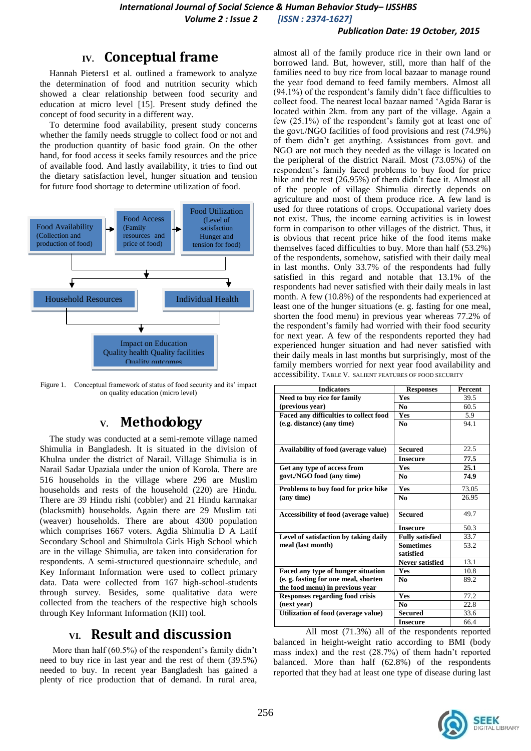## IV. Conceptual frame

Hannah Pieters1 et al. outlined a framework to analyze the determination of food and nutrition security which showed a clear relationship between food security and education at micro level [15]. Present study defined the concept of food security in a different way.

To determine food availability, present study concerns whether the family needs struggle to collect food or not and the production quantity of basic food grain. On the other hand, for food access it seeks family resources and the price of available food. And lastly availability, it tries to find out the dietary satisfaction level, hunger situation and tension for future food shortage to determine utilization of food.

Food Availability (Collection and production of food) → Food Access (Family resources and price of food) → Food Utilization (Level of satisfaction Hunger and tension for food)

Household Resources | Individual Health

Impact on Education
Quality health Quality facilities
Quality outcomes

Figure 1. Conceptual framework of status of food security and its' impact on quality education (micro level)

## V. Methodology

The study was conducted at a semi-remote village named Shimulia in Bangladesh. It is situated in the division of Khulna under the district of Narail. Village Shimulia is in Narail Sadar Upaziala under the union of Korola. There are 516 households in the village where 296 are Muslim households and rests of the household (220) are Hindu. There are 39 Hindu rishi (cobbler) and 21 Hindu karmakar (blacksmith) households. Again there are 29 Muslim tati (weaver) households. There are about 4300 population which comprises 1667 voters. Agdia Shimulia D A Latif Secondary School and Shimultola Girls High School which are in the village Shimulia, are taken into consideration for respondents. A semi-structured questionnaire schedule, and Key Informant Information were used to collect primary data. Data were collected from 167 high-school-students through survey. Besides, some qualitative data were collected from the teachers of the respective high schools through Key Informant Information (KII) tool.

## VI. Result and discussion

More than half (60.5%) of the respondent's family didn't need to buy rice in last year and the rest of them (39.5%) needed to buy. In recent year Bangladesh has gained a plenty of rice production that of demand. In rural area, almost all of the family produce rice in their own land or borrowed land. But, however, still, more than half of the families need to buy rice from local bazaar to manage round the year food demand to feed family members. Almost all (94.1%) of the respondent's family didn't face difficulties to collect food. The nearest local bazaar named 'Agida Barar is located within 2km. from any part of the village. Again a few (25.1%) of the respondent's family got at least one of the govt./NGO facilities of food provisions and rest (74.9%) of them didn't get anything. Assistances from govt. and NGO are not much they needed as the village is located on the peripheral of the district Narail. Most (73.05%) of the respondent's family faced problems to buy food for price hike and the rest (26.95%) of them didn't face it. Almost all of the people of village Shimulia directly depends on agriculture and most of them produce rice. A few land is used for three rotations of crops. Occupational variety does not exist. Thus, the income earning activities is in lowest form in comparison to other villages of the district. Thus, it is obvious that recent price hike of the food items make themselves faced difficulties to buy. More than half (53.2%) of the respondents, somehow, satisfied with their daily meal in last months. Only 33.7% of the respondents had fully satisfied in this regard and notable that 13.1% of the respondents had never satisfied with their daily meals in last month. A few (10.8%) of the respondents had experienced at least one of the hunger situations (e. g. fasting for one meal, shorten the food menu) in previous year whereas 77.2% of the respondent's family had worried with their food security for next year. A few of the respondents reported they had experienced hunger situation and had never satisfied with their daily meals in last months but surprisingly, most of the family members worried for next year food availability and accessibility.

TABLE V. SALIENT FEATURES OF FOOD SECURITY

| Indicators | Responses | Percent |
|---|---|---|
| Need to buy rice for family (previous year) | Yes | 39.5 |
| | No | 60.5 |
| Faced any difficulties to collect food (e.g. distance) (any time) | Yes | 5.9 |
| | No | 94.1 |
| Availability of food (average value) | Secured | 22.5 |
| | Insecure | **77.5** |
| Get any type of access from govt./NGO food (any time) | Yes | **25.1** |
| | No | **74.9** |
| Problems to buy food for price hike (any time) | Yes | 73.05 |
| | No | 26.95 |
| Accessibility of food (average value) | Secured | 49.7 |
| | Insecure | 50.3 |
| Level of satisfaction by taking daily meal (last month) | Fully satisfied | 33.7 |
| | Sometimes satisfied | 53.2 |
| | Never satisfied | 13.1 |
| Faced any type of hunger situation (e. g. fasting for one meal, shorten the food menu) in previous year | Yes | 10.8 |
| | No | 89.2 |
| Responses regarding food crisis (next year) | Yes | 77.2 |
| | No | 22.8 |
| Utilization of food (average value) | Secured | 33.6 |
| | Insecure | 66.4 |

All most (71.3%) all of the respondents reported balanced in height-weight ratio according to BMI (body mass index) and the rest (28.7%) of them hadn't reported balanced. More than half (62.8%) of the respondents reported that they had at least one type of disease during last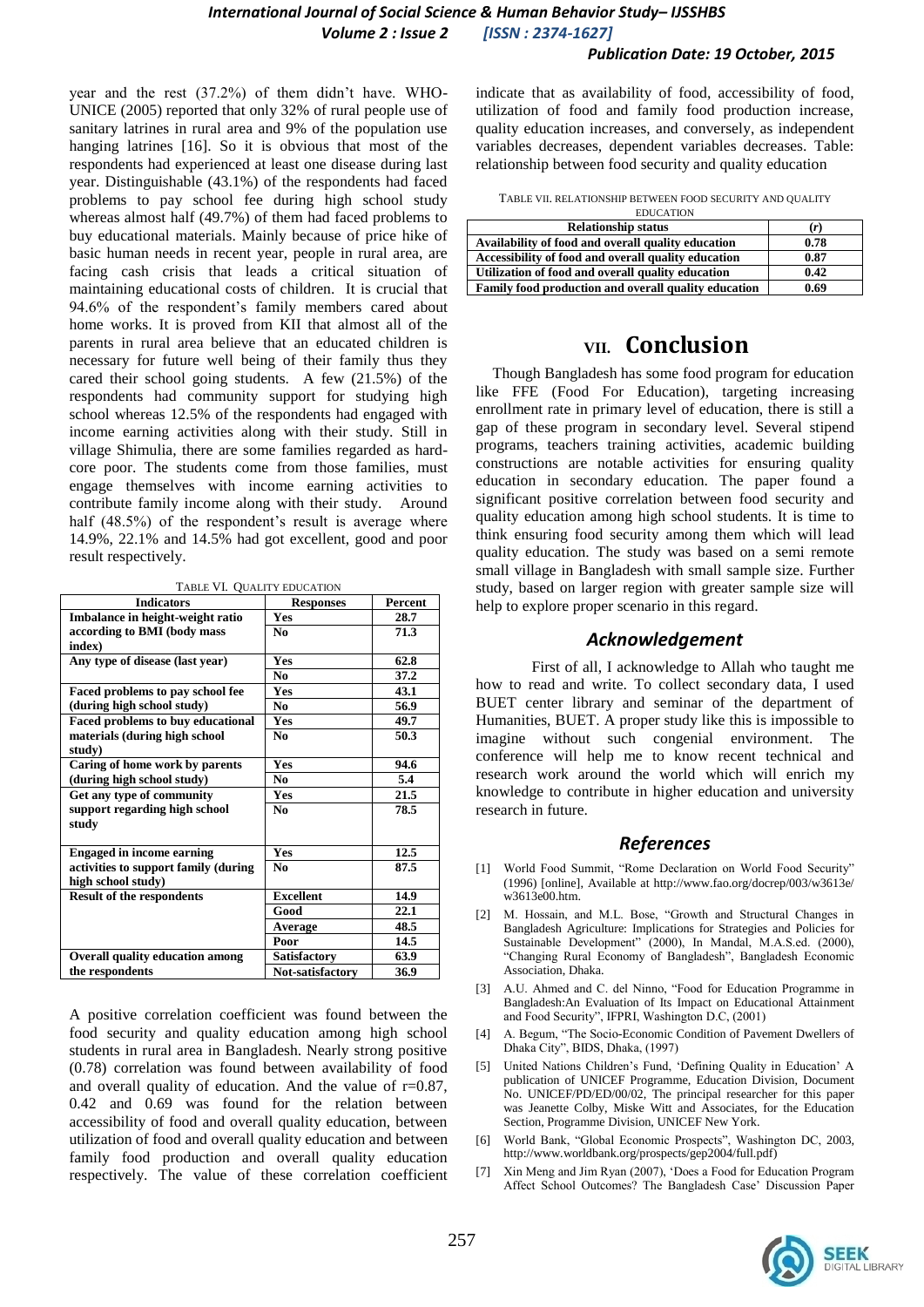year and the rest (37.2%) of them didn't have. WHO-UNICE (2005) reported that only 32% of rural people use of sanitary latrines in rural area and 9% of the population use hanging latrines [16]. So it is obvious that most of the respondents had experienced at least one disease during last year. Distinguishable (43.1%) of the respondents had faced problems to pay high school study whereas almost half (49.7%) of them had faced problems to buy educational materials. Mainly because of price hike of basic human needs in recent year, people in rural area, are facing cash crisis that leads a critical situation of maintaining educational costs of children. It is crucial that 94.6% of the respondent's family members cared about home works. It is proved from KII that almost all of the parents in rural area believe that an educated children is necessary for future well being of their family thus they cared their school going students. A few (21.5%) of the respondents had community support for studying high school whereas 12.5% of the respondents had engaged with income earning activities along with their study. Still in village Shimulia, there are some families regarded as hard-core poor. The students come from those families, must engage themselves with income earning activities to contribute family income along with their study. Around half (48.5%) of the respondent's result is average where 14.9%, 22.1% and 14.5% had got excellent, good and poor result respectively.

TABLE VI. QUALITY EDUCATION

| Indicators | Responses | Percent |
|---|---|---|
| **Imbalance in height-weight ratio according to BMI (body mass index)** | **Yes** | **28.7** |
| | **No** | **71.3** |
| **Any type of disease (last year)** | **Yes** | **62.8** |
| | **No** | **37.2** |
| **Faced problems to pay school fee (during high school study)** | **Yes** | **43.1** |
| | **No** | **56.9** |
| **Faced problems to buy educational materials (during high school study)** | **Yes** | **49.7** |
| | **No** | **50.3** |
| **Caring of home work by parents (during high school study)** | **Yes** | **94.6** |
| | **No** | **5.4** |
| **Get any type of community support regarding high school study** | **Yes** | **21.5** |
| | **No** | **78.5** |
| **Engaged in income earning activities to support family (during high school study)** | **Yes** | **12.5** |
| | **No** | **87.5** |
| **Result of the respondents** | **Excellent** | **14.9** |
| | **Good** | **22.1** |
| | **Average** | **48.5** |
| | **Poor** | **14.5** |
| **Overall quality education among the respondents** | **Satisfactory** | **63.9** |
| | **Not-satisfactory** | **36.9** |

A positive correlation coefficient was found between the food security and quality education among high school students in rural area in Bangladesh. Nearly strong positive (0.78) correlation was found between availability of food and overall quality of education. And the value of r=0.87, 0.42 and 0.69 was found for the relation between accessibility of food and overall quality education, between utilization of food and overall quality education and between family food production and overall quality education respectively. The value of these correlation coefficient indicate that as availability of food, accessibility of food, utilization of food and family food production increase, quality education increases, and conversely, as independent variables decreases, dependent variables decreases. Table: relationship between food security and quality education

TABLE VII. RELATIONSHIP BETWEEN FOOD SECURITY AND QUALITY EDUCATION

| Relationship status | (r) |
|---|---|
| **Availability of food and overall quality education** | **0.78** |
| **Accessibility of food and overall quality education** | **0.87** |
| **Utilization of food and overall quality education** | **0.42** |
| **Family food production and overall quality education** | **0.69** |

# VII. Conclusion

Though Bangladesh has some food program for education like FFE (Food For Education), targeting increasing enrollment rate in primary level of education, there is still a gap of these program in secondary level. Several stipend programs, teachers training activities, academic building constructions are notable activities for ensuring quality education in secondary education. The paper found a significant positive correlation between food security and quality education among high school students. It is time to think ensuring food security among them which will lead quality education. The study was based on a semi remote small village in Bangladesh with small sample size. Further study, based on larger region with greater sample size will help to explore proper scenario in this regard.

## *Acknowledgement*

First of all, I acknowledge to Allah who taught me how to read and write. To collect secondary data, I used BUET center library and seminar of the department of Humanities, BUET. A proper study like this is impossible to imagine without such congenial environment. The conference will help me to know recent technical and research work around the world which will enrich my knowledge to contribute in higher education and university research in future.

## *References*

[1] World Food Summit, "Rome Declaration on World Food Security" (1996) [online], Available at http://www.fao.org/docrep/003/w3613e/w3613e00.htm.

[2] M. Hossain, and M.L. Bose, "Growth and Structural Changes in Bangladesh Agriculture: Implications for Strategies and Policies for Sustainable Development" (2000), In Mandal, M.A.S.ed. (2000), "Changing Rural Economy of Bangladesh", Bangladesh Economic Association, Dhaka.

[3] A.U. Ahmed and C. del Ninno, "Food for Education Programme in Bangladesh:An Evaluation of Its Impact on Educational Attainment and Food Security", IFPRI, Washington D.C, (2001)

[4] A. Begum, "The Socio-Economic Condition of Pavement Dwellers of Dhaka City", BIDS, Dhaka, (1997)

[5] United Nations Children's Fund, 'Defining Quality in Education' A publication of UNICEF Programme, Education Division, Document No. UNICEF/PD/ED/00/02, The principal researcher for this paper was Jeanette Colby, Miske Witt and Associates, for the Education Section, Programme Division, UNICEF New York.

[6] World Bank, "Global Economic Prospects", Washington DC, 2003, http://www.worldbank.org/prospects/gep2004/full.pdf)

[7] Xin Meng and Jim Ryan (2007), 'Does a Food for Education Program Affect School Outcomes? The Bangladesh Case' Discussion Paper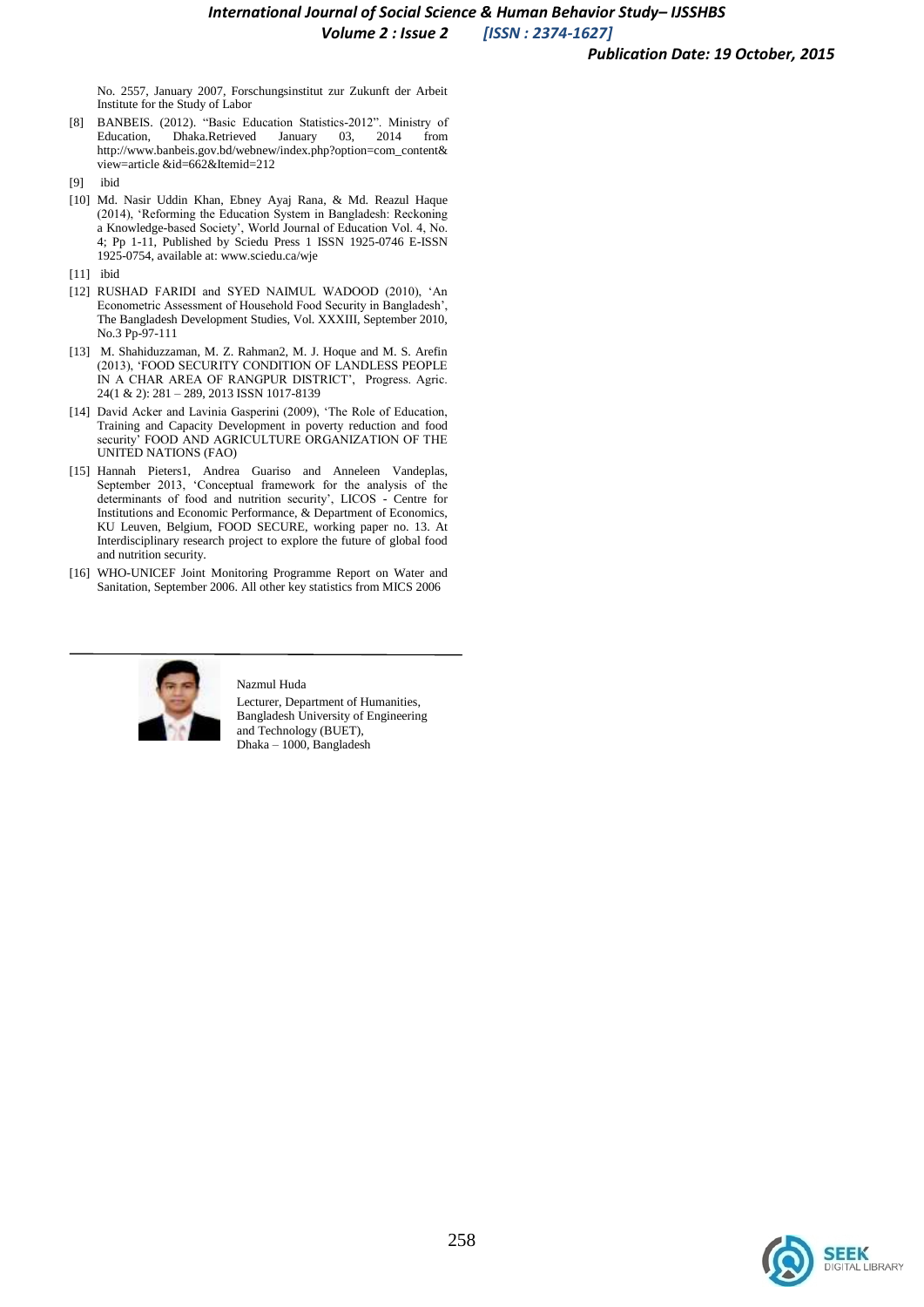No. 2557, January 2007, Forschungsinstitut zur Zukunft der Arbeit Institute for the Study of Labor

[8] BANBEIS. (2012). "Basic Education Statistics-2012". Ministry of Education, Dhaka.Retrieved January 03, 2014 from http://www.banbeis.gov.bd/webnew/index.php?option=com_content&view=article &id=662&Itemid=212

[9] ibid

[10] Md. Nasir Uddin Khan, Ebney Ayaj Rana, & Md. Reazul Haque (2014), 'Reforming the Education System in Bangladesh: Reckoning a Knowledge-based Society', World Journal of Education Vol. 4, No. 4; Pp 1-11, Published by Sciedu Press 1 ISSN 1925-0746 E-ISSN 1925-0754, available at: www.sciedu.ca/wje

[11] ibid

[12] RUSHAD FARIDI and SYED NAIMUL WADOOD (2010), 'An Econometric Assessment of Household Food Security in Bangladesh', The Bangladesh Development Studies, Vol. XXXIII, September 2010, No.3 Pp-97-111

[13] M. Shahiduzzaman, M. Z. Rahman2, M. J. Hoque and M. S. Arefin (2013), 'FOOD SECURITY CONDITION OF LANDLESS PEOPLE IN A CHAR AREA OF RANGPUR DISTRICT', Progress. Agric. 24(1 & 2): 281 – 289, 2013 ISSN 1017-8139

[14] David Acker and Lavinia Gasperini (2009), 'The Role of Education, Training and Capacity Development in poverty reduction and food security' FOOD AND AGRICULTURE ORGANIZATION OF THE UNITED NATIONS (FAO)

[15] Hannah Pieters1, Andrea Guariso and Anneleen Vandeplas, September 2013, 'Conceptual framework for the analysis of the determinants of food and nutrition security', LICOS - Centre for Institutions and Economic Performance, & Department of Economics, KU Leuven, Belgium, FOOD SECURE, working paper no. 13. At Interdisciplinary research project to explore the future of global food and nutrition security.

[16] WHO-UNICEF Joint Monitoring Programme Report on Water and Sanitation, September 2006. All other key statistics from MICS 2006

---

Nazmul Huda
Lecturer, Department of Humanities,
Bangladesh University of Engineering and Technology (BUET),
Dhaka – 1000, Bangladesh